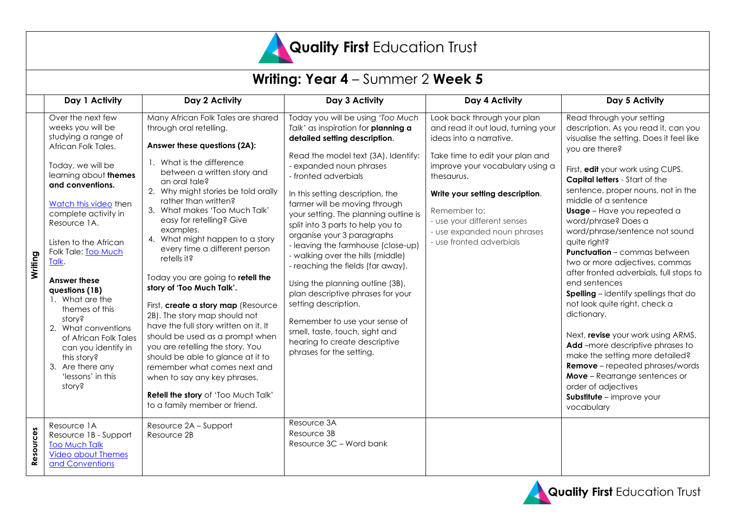# Quality First Education Trust

## Writing: Year 4 – Summer 2 Week 5

| | Day 1 Activity | Day 2 Activity | Day 3 Activity | Day 4 Activity | Day 5 Activity |
|---|---|---|---|---|---|
| **Writing** | Over the next few weeks you will be studying a range of African Folk Tales.<br><br>Today, we will be learning about **themes and conventions.**<br><br>Watch this video then complete activity in Resource 1A.<br><br>Listen to the African Folk Tale: Too Much Talk.<br><br>**Answer these questions (1B)**<br>1. What are the themes of this story?<br>2. What conventions of African Folk Tales can you identify in this story?<br>3. Are there any 'lessons' in this story? | Many African Folk Tales are shared through oral retelling.<br><br>**Answer these questions (2A):**<br>1. What is the difference between a written story and an oral tale?<br>2. Why might stories be told orally rather than written?<br>3. What makes 'Too Much Talk' easy for retelling? Give examples.<br>4. What might happen to a story every time a different person retells it?<br><br>Today you are going to **retell the story of 'Too Much Talk'.**<br><br>First, **create a story map** (Resource 2B). The story map should not have the full story written on it. It should be used as a prompt when you are retelling the story. You should be able to glance at it to remember what comes next and when to say any key phrases.<br><br>**Retell the story** of 'Too Much Talk' to a family member or friend. | Today you will be using *'Too Much Talk'* as inspiration for **planning a detailed setting description**.<br><br>Read the model text (3A). Identify:<br>- expanded noun phrases<br>- fronted adverbials<br><br>In this setting description, the farmer will be moving through your setting. The planning outline is split into 3 parts to help you to organise your 3 paragraphs<br>- leaving the farmhouse (close-up)<br>- walking over the hills (middle)<br>- reaching the fields (far away).<br><br>Using the planning outline (3B), plan descriptive phrases for your setting description.<br><br>Remember to use your sense of smell, taste, touch, sight and hearing to create descriptive phrases for the setting. | Look back through your plan and read it out loud, turning your ideas into a narrative.<br><br>Take time to edit your plan and improve your vocabulary using a thesaurus.<br><br>**Write your setting description**.<br><br>Remember to:<br>- use your different senses<br>- use expanded noun phrases<br>- use fronted adverbials | Read through your setting description. As you read it, can you visualise the setting. Does it feel like you are there?<br><br>First, **edit** your work using CUPS.<br>**Capital letters** - Start of the sentence, proper nouns, not in the middle of a sentence<br>**Usage** – Have you repeated a word/phrase? Does a word/phrase/sentence not sound quite right?<br>**Punctuation** – commas between two or more adjectives, commas after fronted adverbials, full stops to end sentences<br>**Spelling** – identify spellings that do not look quite right, check a dictionary.<br><br>Next, **revise** your work using ARMS.<br>**Add** –more descriptive phrases to make the setting more detailed?<br>**Remove** – repeated phrases/words<br>**Move** – Rearrange sentences or order of adjectives<br>**Substitute** – improve your vocabulary |
| **Resources** | Resource 1A<br>Resource 1B - Support<br>Too Much Talk<br>Video about Themes and Conventions | Resource 2A – Support<br>Resource 2B | Resource 3A<br>Resource 3B<br>Resource 3C – Word bank | | |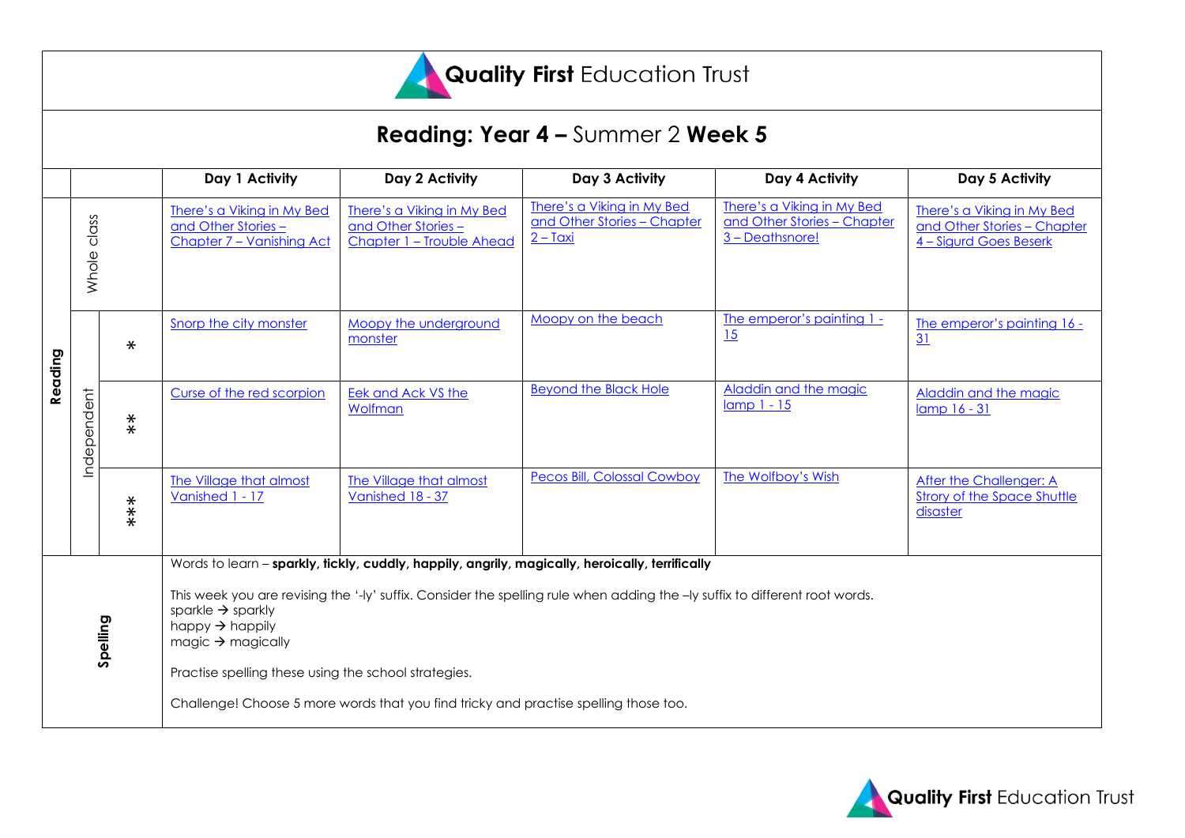**Quality First** Education Trust

# **Reading: Year 4 –** Summer 2 **Week 5**

| | | | Day 1 Activity | Day 2 Activity | Day 3 Activity | Day 4 Activity | Day 5 Activity |
|---|---|---|---|---|---|---|---|
| Reading | Whole class | | There's a Viking in My Bed and Other Stories – Chapter 7 – Vanishing Act | There's a Viking in My Bed and Other Stories – Chapter 1 – Trouble Ahead | There's a Viking in My Bed and Other Stories – Chapter 2 – Taxi | There's a Viking in My Bed and Other Stories – Chapter 3 – Deathsnore! | There's a Viking in My Bed and Other Stories – Chapter 4 – Sigurd Goes Beserk |
| | Independent | * | Snorp the city monster | Moopy the underground monster | Moopy on the beach | The emperor's painting 1 - 15 | The emperor's painting 16 - 31 |
| | | ** | Curse of the red scorpion | Eek and Ack VS the Wolfman | Beyond the Black Hole | Aladdin and the magic lamp 1 - 15 | Aladdin and the magic lamp 16 - 31 |
| | | *** | The Village that almost Vanished 1 - 17 | The Village that almost Vanished 18 - 37 | Pecos Bill, Colossal Cowboy | The Wolfboy's Wish | After the Challenger: A Strory of the Space Shuttle disaster |

**Spelling**

Words to learn – **sparkly, tickly, cuddly, happily, angrily, magically, heroically, terrifically**

This week you are revising the '-ly' suffix. Consider the spelling rule when adding the –ly suffix to different root words.

sparkle → sparkly
happy → happily
magic → magically

Practise spelling these using the school strategies.

Challenge! Choose 5 more words that you find tricky and practise spelling those too.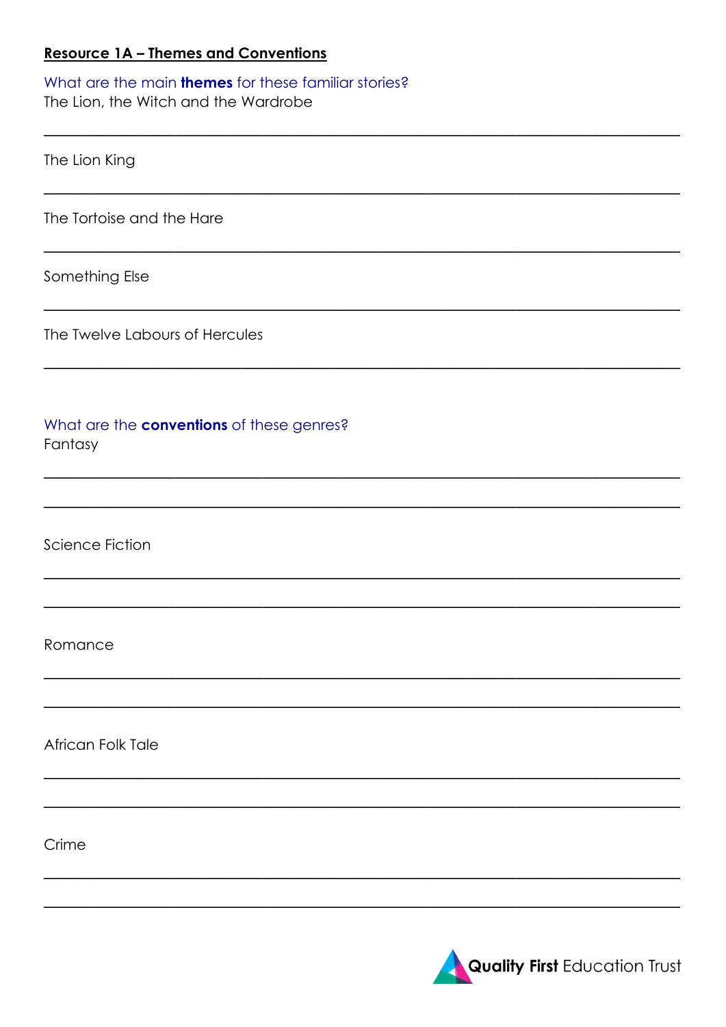**Resource 1A – Themes and Conventions**

What are the main **themes** for these familiar stories?

The Lion, the Witch and the Wardrobe

___

The Lion King

___

The Tortoise and the Hare

___

Something Else

___

The Twelve Labours of Hercules

___

What are the **conventions** of these genres?

Fantasy

___

___

Science Fiction

___

___

Romance

___

___

African Folk Tale

___

___

Crime

___

___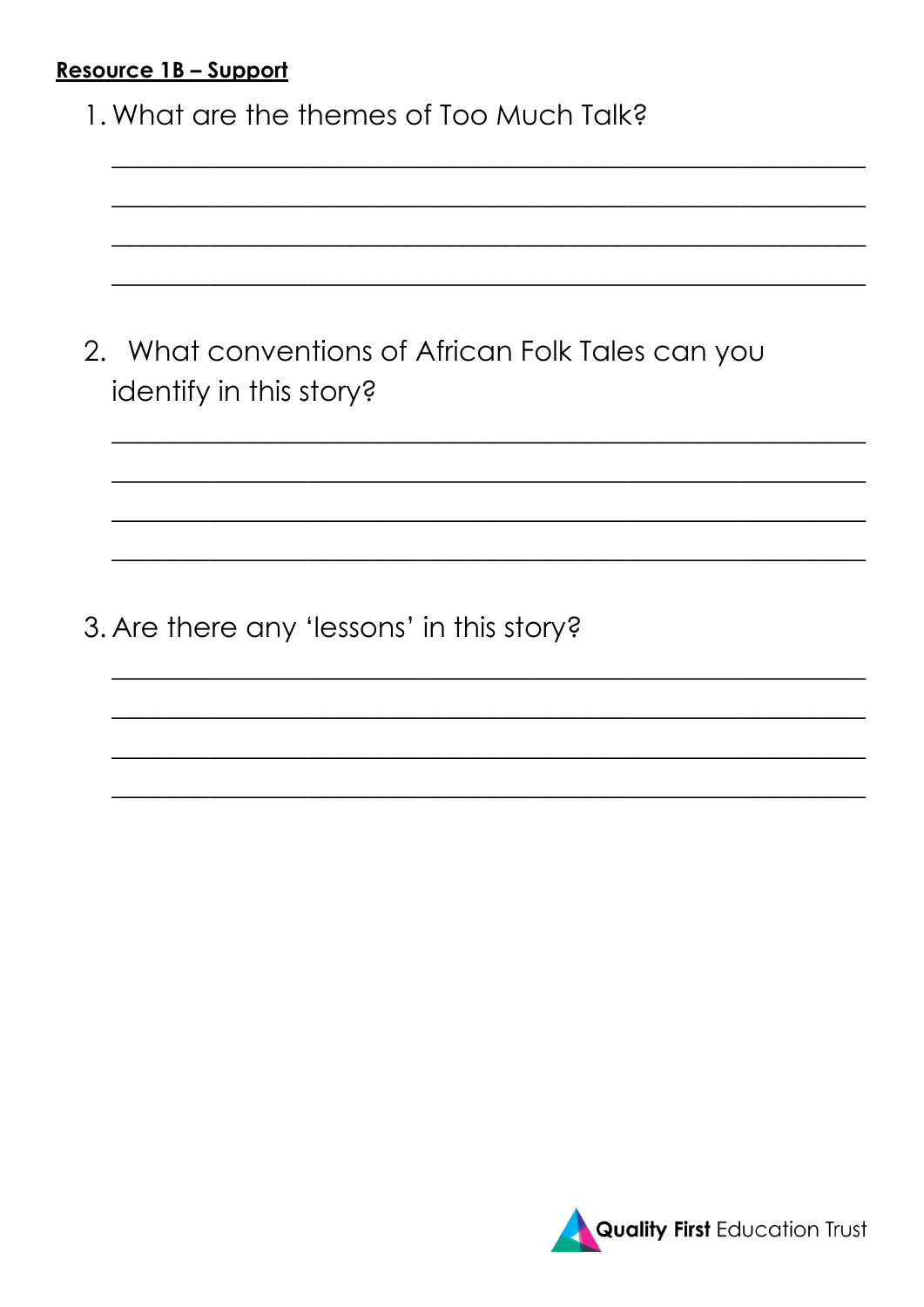**Resource 1B – Support**

1. What are the themes of Too Much Talk?

____________________________________________________________

____________________________________________________________

____________________________________________________________

____________________________________________________________

2. What conventions of African Folk Tales can you identify in this story?

____________________________________________________________

____________________________________________________________

____________________________________________________________

____________________________________________________________

3. Are there any 'lessons' in this story?

____________________________________________________________

____________________________________________________________

____________________________________________________________

____________________________________________________________

**Quality First** Education Trust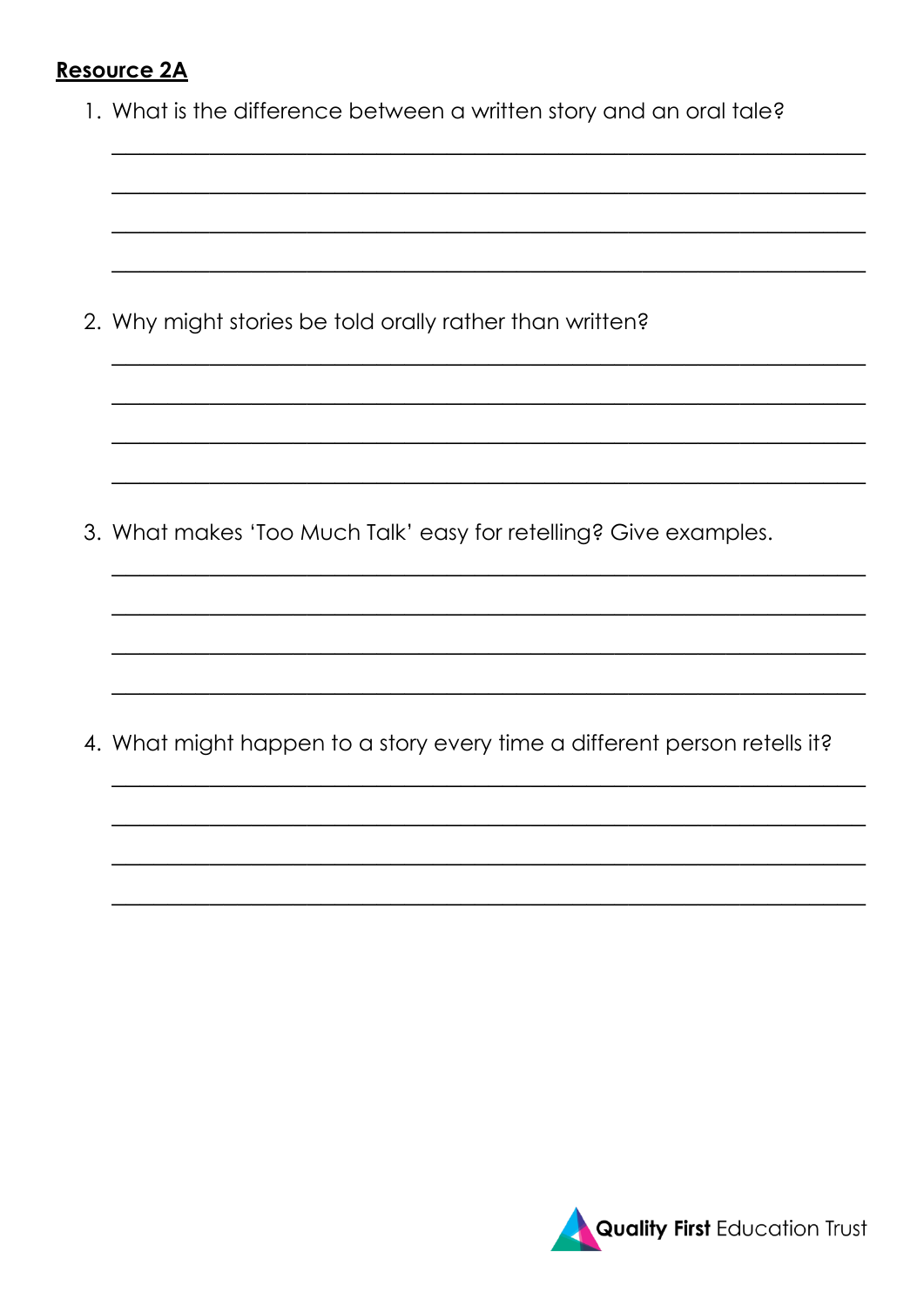**Resource 2A**

1. What is the difference between a written story and an oral tale?

2. Why might stories be told orally rather than written?

3. What makes 'Too Much Talk' easy for retelling? Give examples.

4. What might happen to a story every time a different person retells it?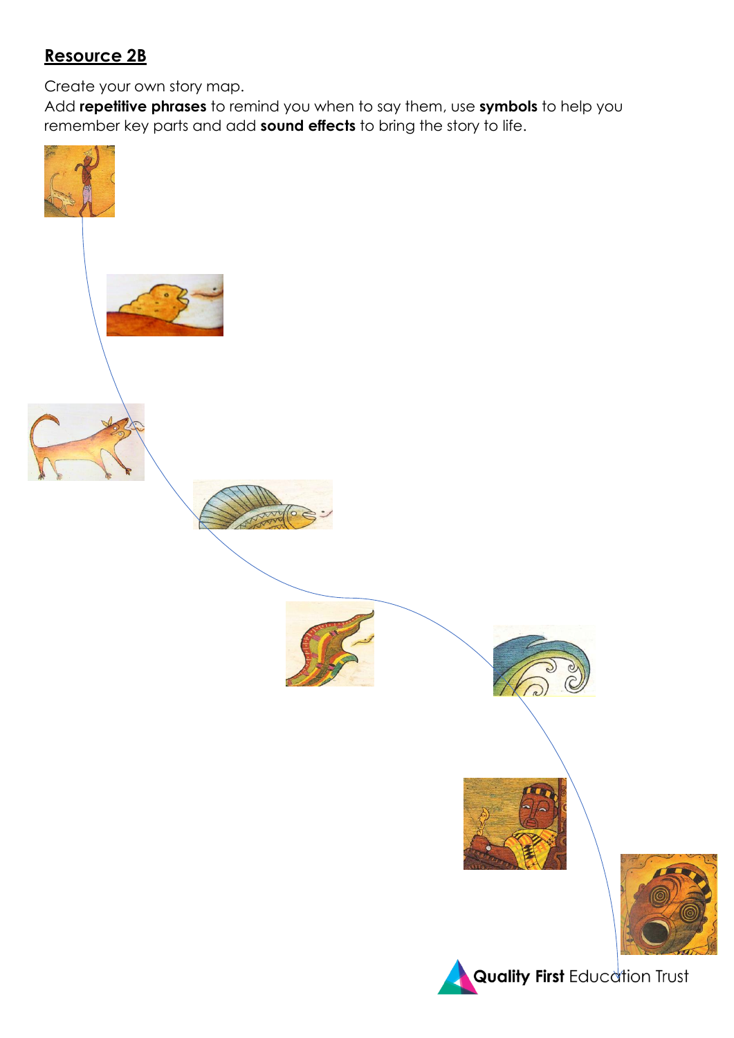## Resource 2B

Create your own story map.

Add **repetitive phrases** to remind you when to say them, use **symbols** to help you remember key parts and add **sound effects** to bring the story to life.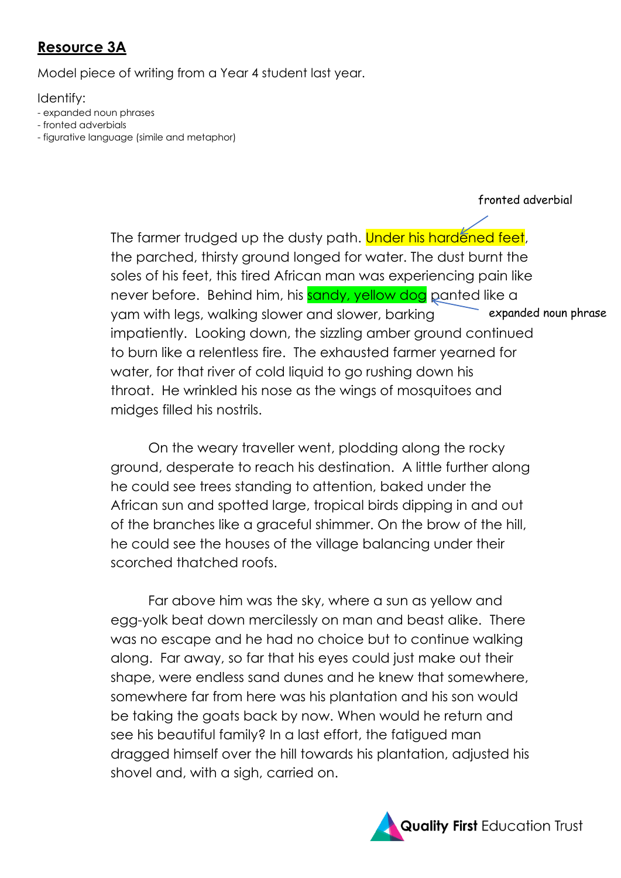## **Resource 3A**

Model piece of writing from a Year 4 student last year.

Identify:

- expanded noun phrases
- fronted adverbials
- figurative language (simile and metaphor)

fronted adverbial

The farmer trudged up the dusty path. Under his hardened feet, the parched, thirsty ground longed for water. The dust burnt the soles of his feet, this tired African man was experiencing pain like never before. Behind him, his sandy, yellow dog panted like a yam with legs, walking slower and slower, barking impatiently. Looking down, the sizzling amber ground continued to burn like a relentless fire. The exhausted farmer yearned for water, for that river of cold liquid to go rushing down his throat. He wrinkled his nose as the wings of mosquitoes and midges filled his nostrils.

expanded noun phrase

On the weary traveller went, plodding along the rocky ground, desperate to reach his destination. A little further along he could see trees standing to attention, baked under the African sun and spotted large, tropical birds dipping in and out of the branches like a graceful shimmer. On the brow of the hill, he could see the houses of the village balancing under their scorched thatched roofs.

Far above him was the sky, where a sun as yellow and egg-yolk beat down mercilessly on man and beast alike. There was no escape and he had no choice but to continue walking along. Far away, so far that his eyes could just make out their shape, were endless sand dunes and he knew that somewhere, somewhere far from here was his plantation and his son would be taking the goats back by now. When would he return and see his beautiful family? In a last effort, the fatigued man dragged himself over the hill towards his plantation, adjusted his shovel and, with a sigh, carried on.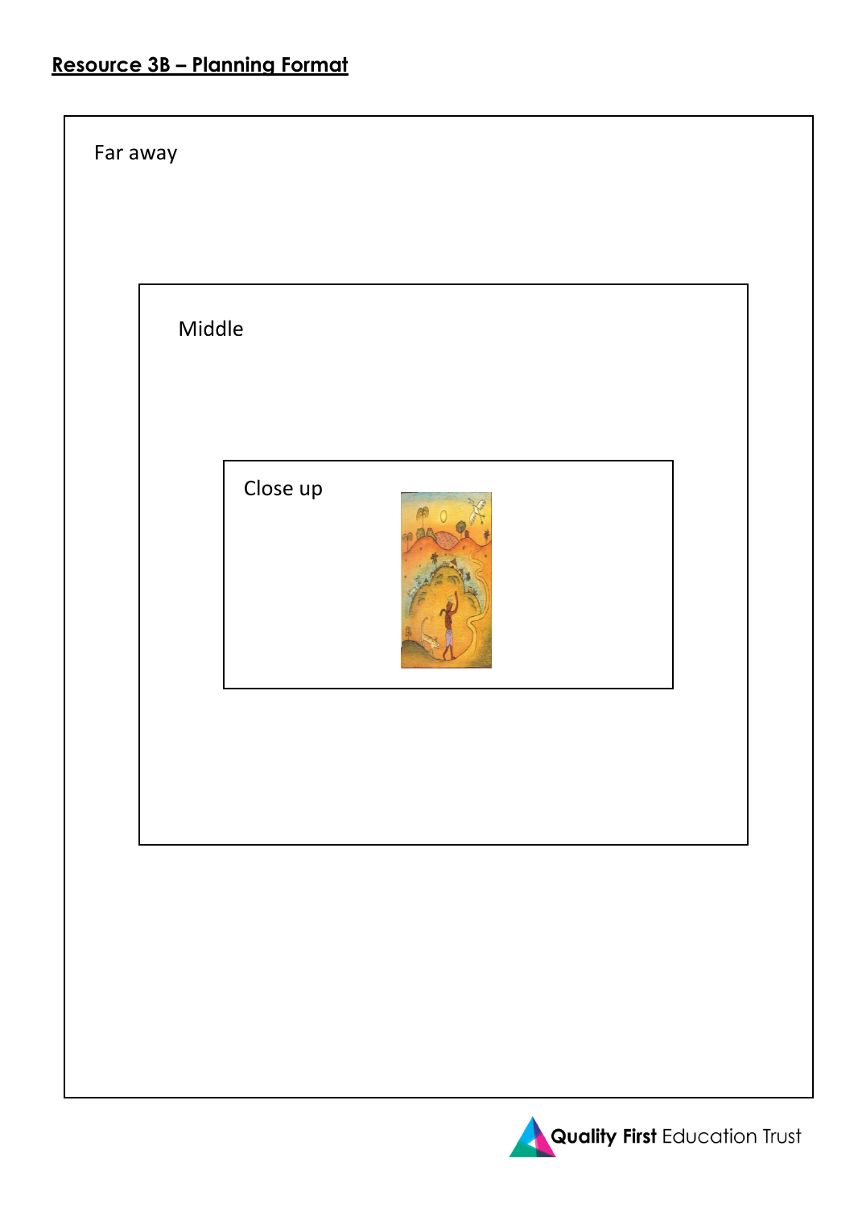## Resource 3B – Planning Format

Far away

Middle

Close up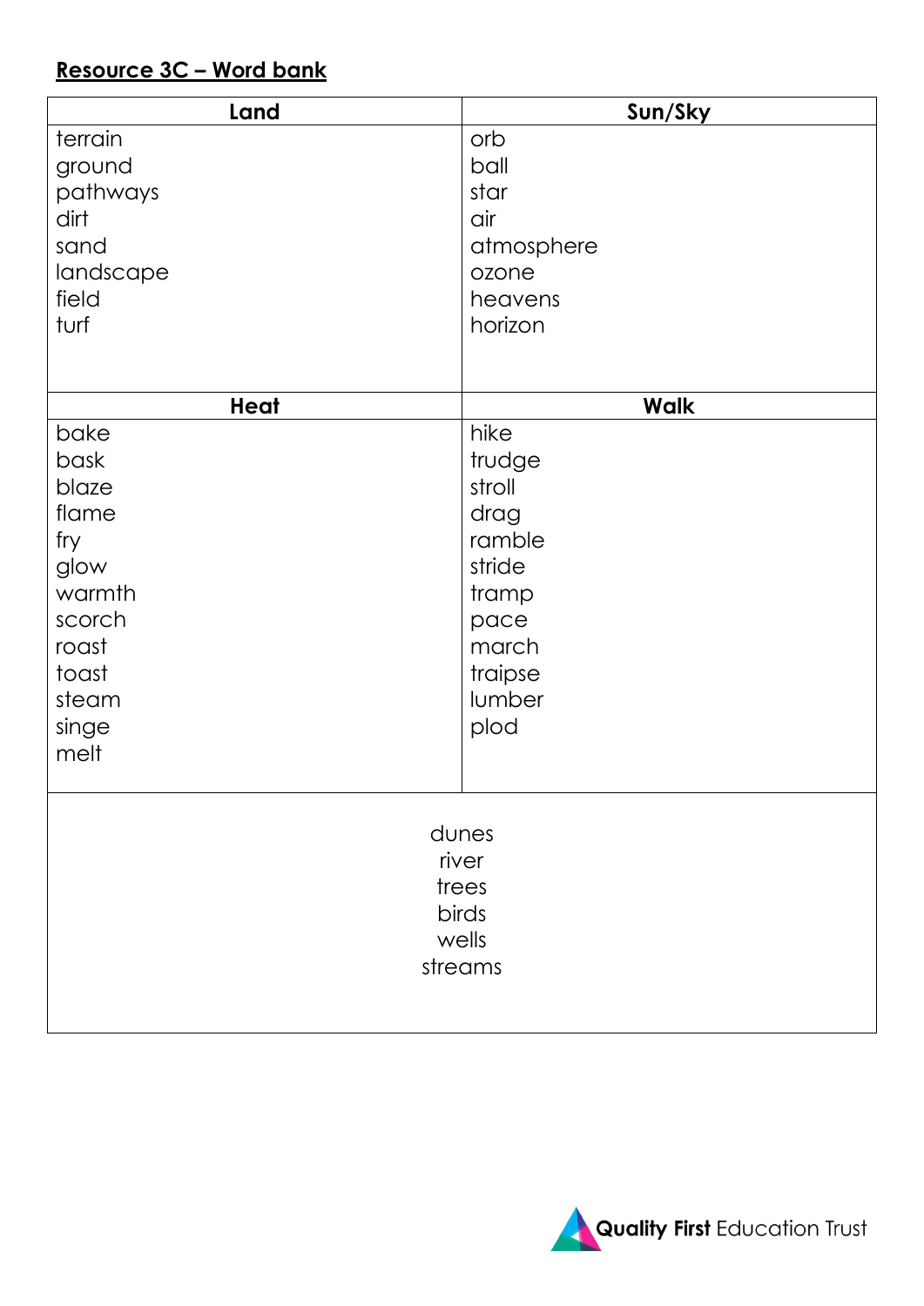## Resource 3C – Word bank

| Land | Sun/Sky |
| --- | --- |
| terrain<br>ground<br>pathways<br>dirt<br>sand<br>landscape<br>field<br>turf | orb<br>ball<br>star<br>air<br>atmosphere<br>ozone<br>heavens<br>horizon |
| **Heat** | **Walk** |
| bake<br>bask<br>blaze<br>flame<br>fry<br>glow<br>warmth<br>scorch<br>roast<br>toast<br>steam<br>singe<br>melt | hike<br>trudge<br>stroll<br>drag<br>ramble<br>stride<br>tramp<br>pace<br>march<br>traipse<br>lumber<br>plod |
| dunes<br>river<br>trees<br>birds<br>wells<br>streams | |

Quality First Education Trust